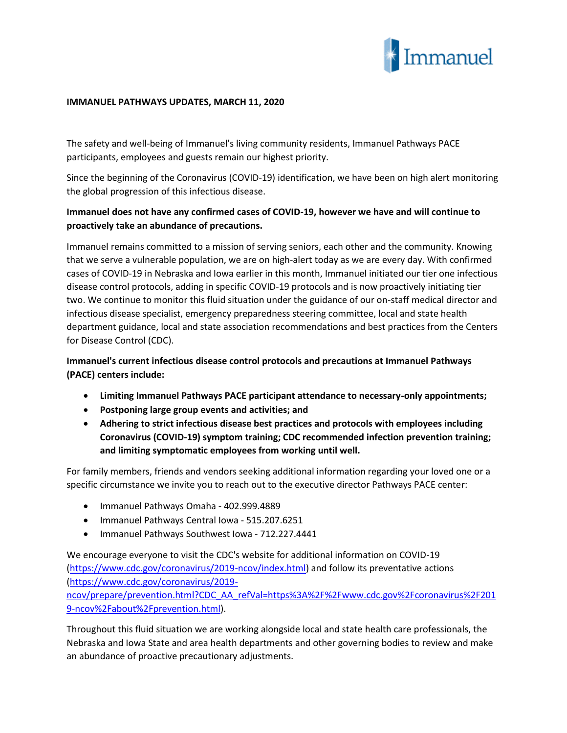Immanuel

**IMMANUEL PATHWAYS UPDATES, MARCH 11, 2020**

The safety and well-being of Immanuel's living community residents, Immanuel Pathways PACE participants, employees and guests remain our highest priority.

Since the beginning of the Coronavirus (COVID-19) identification, we have been on high alert monitoring the global progression of this infectious disease.

**Immanuel does not have any confirmed cases of COVID-19, however we have and will continue to proactively take an abundance of precautions.**

Immanuel remains committed to a mission of serving seniors, each other and the community. Knowing that we serve a vulnerable population, we are on high-alert today as we are every day. With confirmed cases of COVID-19 in Nebraska and Iowa earlier in this month, Immanuel initiated our tier one infectious disease control protocols, adding in specific COVID-19 protocols and is now proactively initiating tier two. We continue to monitor this fluid situation under the guidance of our on-staff medical director and infectious disease specialist, emergency preparedness steering committee, local and state health department guidance, local and state association recommendations and best practices from the Centers for Disease Control (CDC).

**Immanuel's current infectious disease control protocols and precautions at Immanuel Pathways (PACE) centers include:**

- **Limiting Immanuel Pathways PACE participant attendance to necessary-only appointments;**
- **Postponing large group events and activities; and**
- **Adhering to strict infectious disease best practices and protocols with employees including Coronavirus (COVID-19) symptom training; CDC recommended infection prevention training; and limiting symptomatic employees from working until well.**

For family members, friends and vendors seeking additional information regarding your loved one or a specific circumstance we invite you to reach out to the executive director Pathways PACE center:

- Immanuel Pathways Omaha - 402.999.4889
- Immanuel Pathways Central Iowa - 515.207.6251
- Immanuel Pathways Southwest Iowa - 712.227.4441

We encourage everyone to visit the CDC's website for additional information on COVID-19 (https://www.cdc.gov/coronavirus/2019-ncov/index.html) and follow its preventative actions (https://www.cdc.gov/coronavirus/2019-ncov/prepare/prevention.html?CDC_AA_refVal=https%3A%2F%2Fwww.cdc.gov%2Fcoronavirus%2F2019-ncov%2Fabout%2Fprevention.html).

Throughout this fluid situation we are working alongside local and state health care professionals, the Nebraska and Iowa State and area health departments and other governing bodies to review and make an abundance of proactive precautionary adjustments.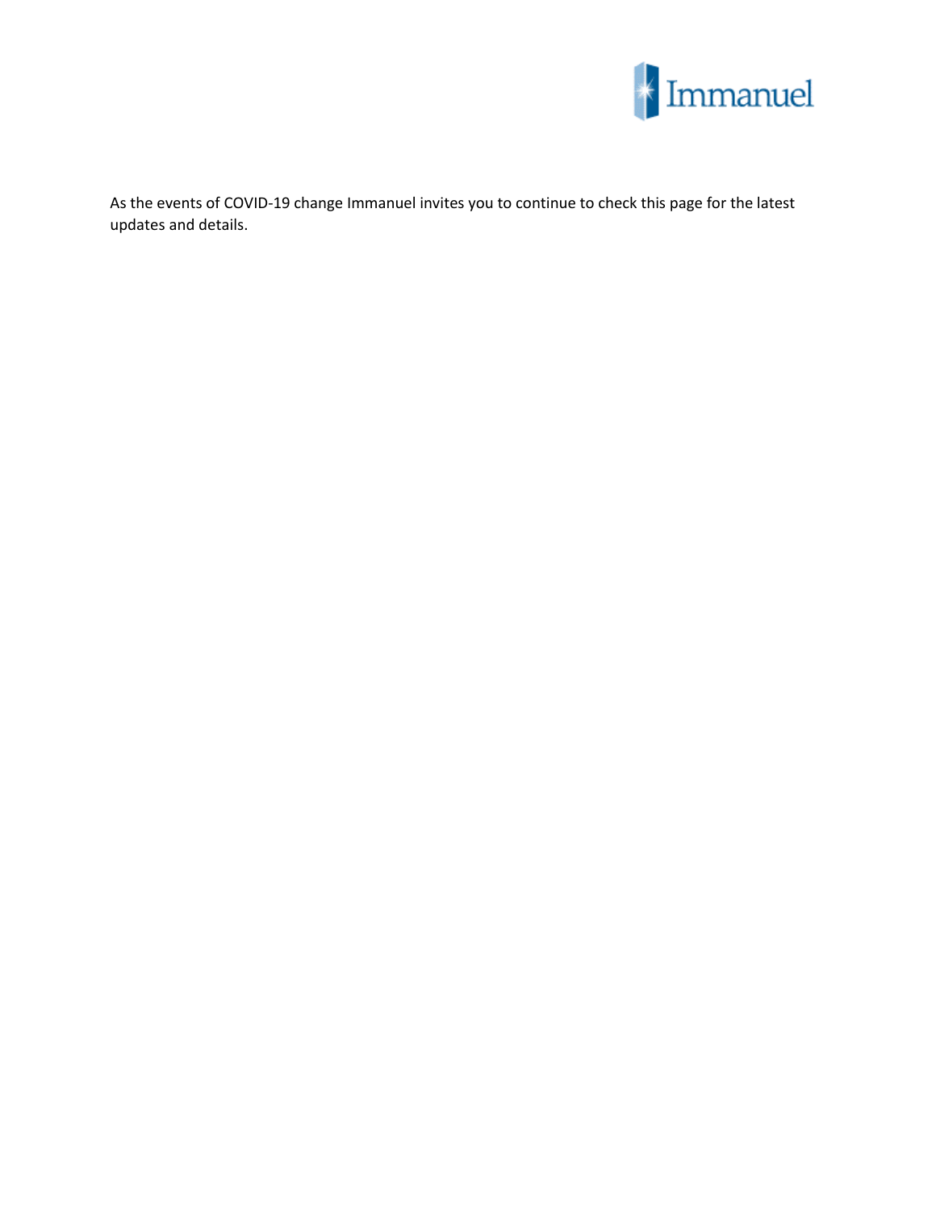As the events of COVID-19 change Immanuel invites you to continue to check this page for the latest updates and details.